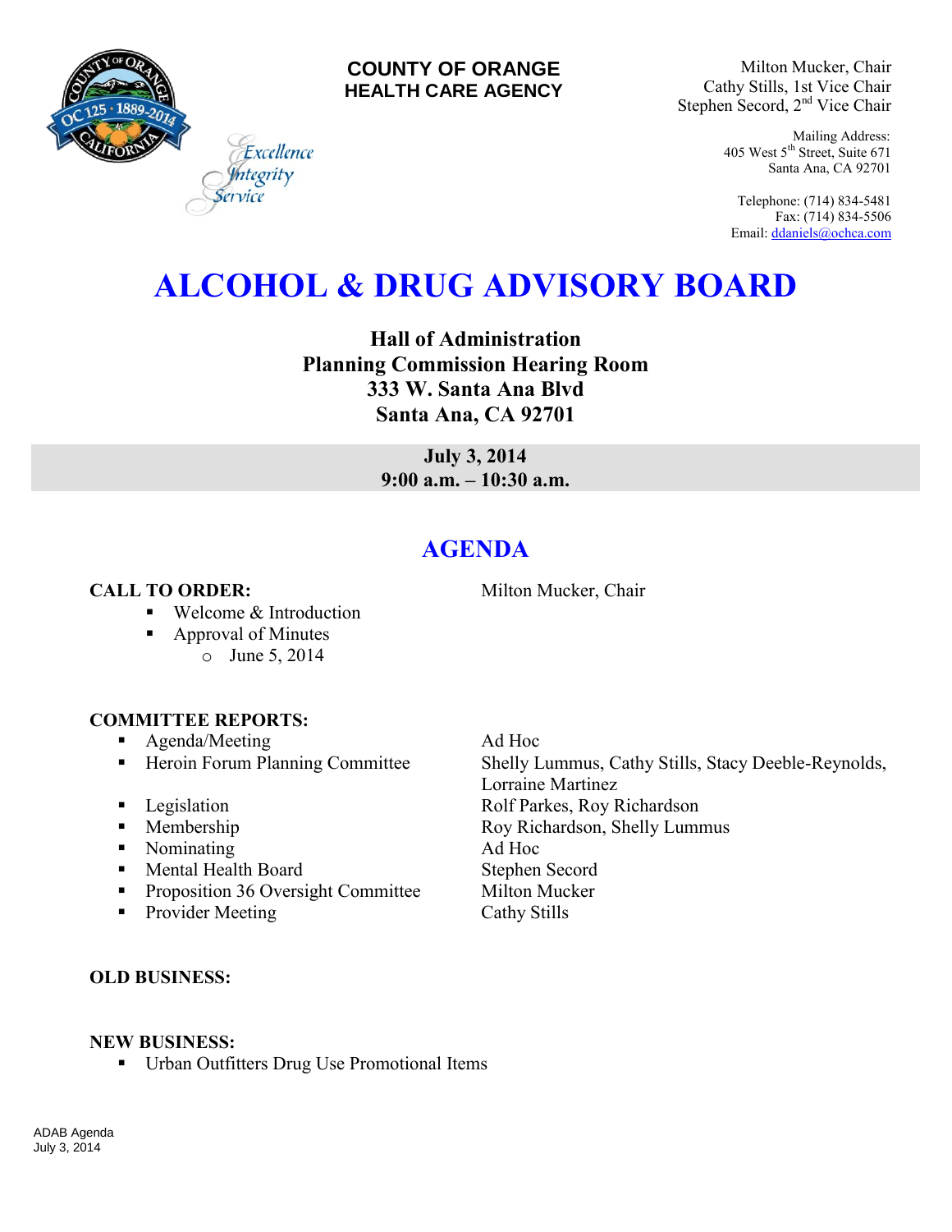**COUNTY OF ORANGE**
**HEALTH CARE AGENCY**

*Excellence*
*Integrity*
*Service*

Milton Mucker, Chair
Cathy Stills, 1st Vice Chair
Stephen Secord, 2nd Vice Chair

Mailing Address:
405 West 5th Street, Suite 671
Santa Ana, CA 92701

Telephone: (714) 834-5481
Fax: (714) 834-5506
Email: ddaniels@ochca.com

# ALCOHOL & DRUG ADVISORY BOARD

**Hall of Administration**
**Planning Commission Hearing Room**
**333 W. Santa Ana Blvd**
**Santa Ana, CA 92701**

**July 3, 2014**
**9:00 a.m. – 10:30 a.m.**

## AGENDA

**CALL TO ORDER:** Milton Mucker, Chair

- Welcome & Introduction
- Approval of Minutes
  - June 5, 2014

**COMMITTEE REPORTS:**

- Agenda/Meeting — Ad Hoc
- Heroin Forum Planning Committee — Shelly Lummus, Cathy Stills, Stacy Deeble-Reynolds, Lorraine Martinez
- Legislation — Rolf Parkes, Roy Richardson
- Membership — Roy Richardson, Shelly Lummus
- Nominating — Ad Hoc
- Mental Health Board — Stephen Secord
- Proposition 36 Oversight Committee — Milton Mucker
- Provider Meeting — Cathy Stills

**OLD BUSINESS:**

**NEW BUSINESS:**

- Urban Outfitters Drug Use Promotional Items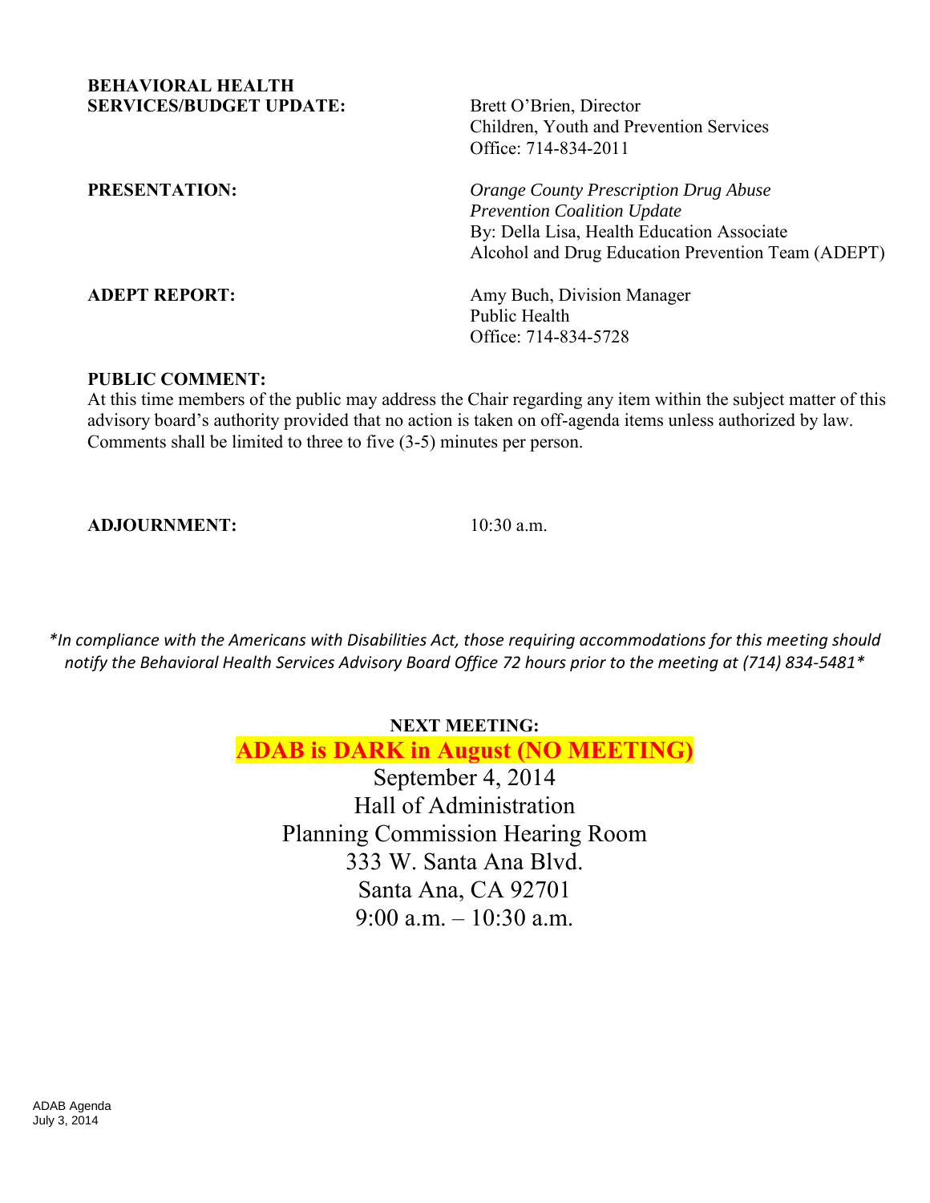**BEHAVIORAL HEALTH SERVICES/BUDGET UPDATE:**
Brett O'Brien, Director
Children, Youth and Prevention Services
Office: 714-834-2011

**PRESENTATION:**
*Orange County Prescription Drug Abuse Prevention Coalition Update*
By: Della Lisa, Health Education Associate
Alcohol and Drug Education Prevention Team (ADEPT)

**ADEPT REPORT:**
Amy Buch, Division Manager
Public Health
Office: 714-834-5728

**PUBLIC COMMENT:**
At this time members of the public may address the Chair regarding any item within the subject matter of this advisory board's authority provided that no action is taken on off-agenda items unless authorized by law. Comments shall be limited to three to five (3-5) minutes per person.

**ADJOURNMENT:** 10:30 a.m.

**In compliance with the Americans with Disabilities Act, those requiring accommodations for this meeting should notify the Behavioral Health Services Advisory Board Office 72 hours prior to the meeting at (714) 834-5481**

**NEXT MEETING:**

**ADAB is DARK in August (NO MEETING)**

September 4, 2014
Hall of Administration
Planning Commission Hearing Room
333 W. Santa Ana Blvd.
Santa Ana, CA 92701
9:00 a.m. – 10:30 a.m.